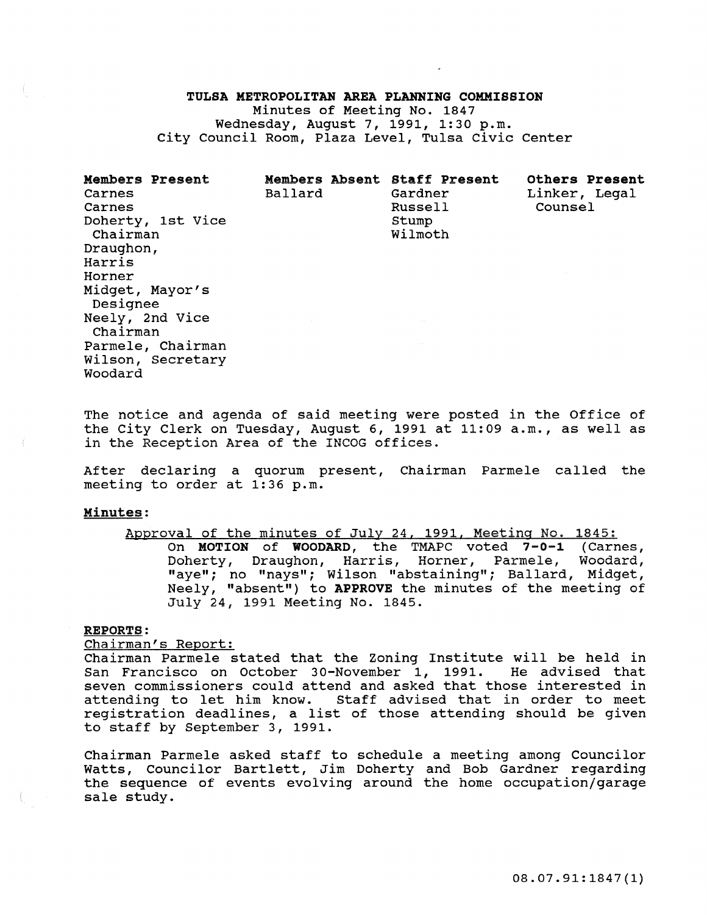# TULSA METROPOLITAN AREA PLANNING COMMISSION

Minutes of Meeting No. 1847
Wednesday, August 7, 1991, 1:30 p.m.
City Council Room, Plaza Level, Tulsa Civic Center

| Members Present | Members Absent | Staff Present | Others Present |
|---|---|---|---|
| Carnes | Ballard | Gardner | Linker, Legal Counsel |
| Carnes | | Russell | |
| Doherty, 1st Vice Chairman | | Stump | |
| Draughon, | | Wilmoth | |
| Harris | | | |
| Horner | | | |
| Midget, Mayor's Designee | | | |
| Neely, 2nd Vice Chairman | | | |
| Parmele, Chairman | | | |
| Wilson, Secretary | | | |
| Woodard | | | |

The notice and agenda of said meeting were posted in the Office of the City Clerk on Tuesday, August 6, 1991 at 11:09 a.m., as well as in the Reception Area of the INCOG offices.

After declaring a quorum present, Chairman Parmele called the meeting to order at 1:36 p.m.

**Minutes:**

Approval of the minutes of July 24, 1991, Meeting No. 1845:

On **MOTION** of **WOODARD**, the TMAPC voted **7-0-1** (Carnes, Doherty, Draughon, Harris, Horner, Parmele, Woodard, "aye"; no "nays"; Wilson "abstaining"; Ballard, Midget, Neely, "absent") to **APPROVE** the minutes of the meeting of July 24, 1991 Meeting No. 1845.

**REPORTS:**

Chairman's Report:

Chairman Parmele stated that the Zoning Institute will be held in San Francisco on October 30-November 1, 1991. He advised that seven commissioners could attend and asked that those interested in attending to let him know. Staff advised that in order to meet registration deadlines, a list of those attending should be given to staff by September 3, 1991.

Chairman Parmele asked staff to schedule a meeting among Councilor Watts, Councilor Bartlett, Jim Doherty and Bob Gardner regarding the sequence of events evolving around the home occupation/garage sale study.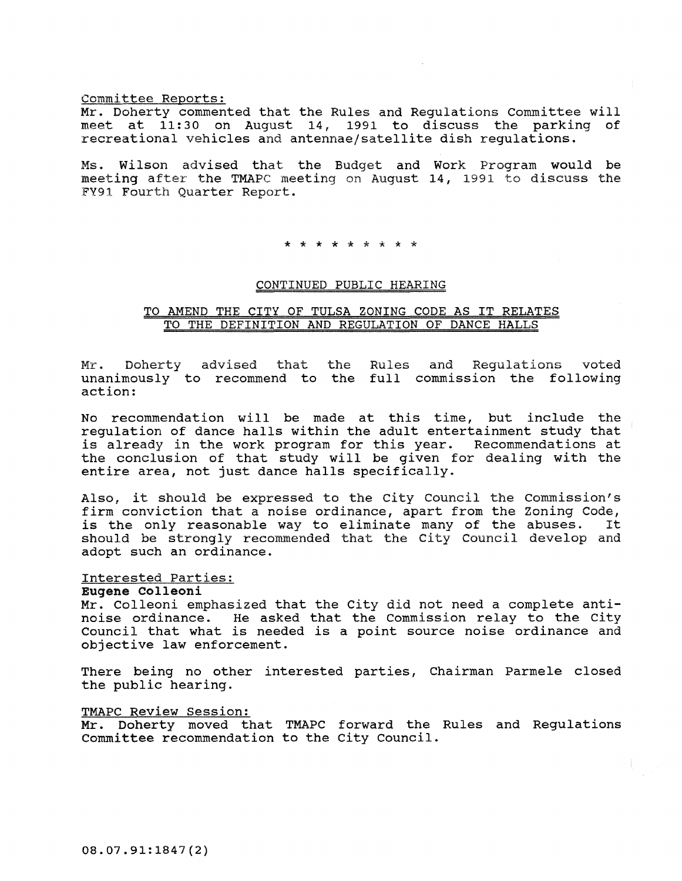Committee Reports:

Mr. Doherty commented that the Rules and Regulations Committee will meet at 11:30 on August 14, 1991 to discuss the parking of recreational vehicles and antennae/satellite dish regulations.

Ms. Wilson advised that the Budget and Work Program would be meeting after the TMAPC meeting on August 14, 1991 to discuss the FY91 Fourth Quarter Report.

* * * * * * * * *

## CONTINUED PUBLIC HEARING

## TO AMEND THE CITY OF TULSA ZONING CODE AS IT RELATES TO THE DEFINITION AND REGULATION OF DANCE HALLS

Mr. Doherty advised that the Rules and Regulations voted unanimously to recommend to the full commission the following action:

No recommendation will be made at this time, but include the regulation of dance halls within the adult entertainment study that is already in the work program for this year. Recommendations at the conclusion of that study will be given for dealing with the entire area, not just dance halls specifically.

Also, it should be expressed to the City Council the Commission's firm conviction that a noise ordinance, apart from the Zoning Code, is the only reasonable way to eliminate many of the abuses. It should be strongly recommended that the City Council develop and adopt such an ordinance.

Interested Parties:

**Eugene Colleoni**

Mr. Colleoni emphasized that the City did not need a complete anti-noise ordinance. He asked that the Commission relay to the City Council that what is needed is a point source noise ordinance and objective law enforcement.

There being no other interested parties, Chairman Parmele closed the public hearing.

TMAPC Review Session:

Mr. Doherty moved that TMAPC forward the Rules and Regulations Committee recommendation to the City Council.

08.07.91:1847(2)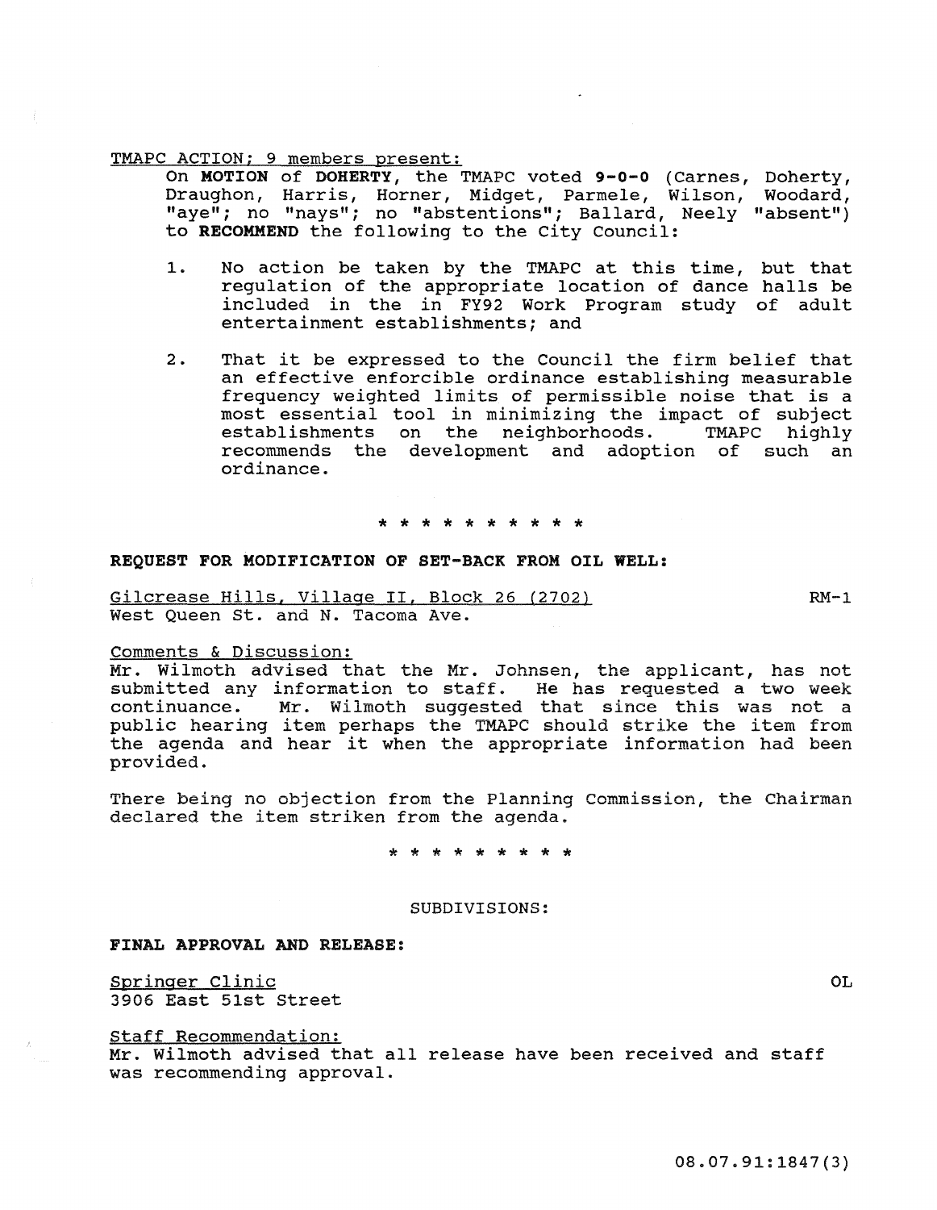TMAPC ACTION; 9 members present:

On **MOTION** of **DOHERTY**, the TMAPC voted **9-0-0** (Carnes, Doherty, Draughon, Harris, Horner, Midget, Parmele, Wilson, Woodard, "aye"; no "nays"; no "abstentions"; Ballard, Neely "absent") to **RECOMMEND** the following to the City Council:

1. No action be taken by the TMAPC at this time, but that regulation of the appropriate location of dance halls be included in the in FY92 Work Program study of adult entertainment establishments; and

2. That it be expressed to the Council the firm belief that an effective enforcible ordinance establishing measurable frequency weighted limits of permissible noise that is a most essential tool in minimizing the impact of subject establishments on the neighborhoods. TMAPC highly recommends the development and adoption of such an ordinance.

\* \* \* \* \* \* \* \* \* \* \*

**REQUEST FOR MODIFICATION OF SET-BACK FROM OIL WELL:**

Gilcrease Hills, Village II, Block 26 (2702) RM-1
West Queen St. and N. Tacoma Ave.

Comments & Discussion:
Mr. Wilmoth advised that the Mr. Johnsen, the applicant, has not submitted any information to staff. He has requested a two week continuance. Mr. Wilmoth suggested that since this was not a public hearing item perhaps the TMAPC should strike the item from the agenda and hear it when the appropriate information had been provided.

There being no objection from the Planning Commission, the Chairman declared the item striken from the agenda.

\* \* \* \* \* \* \* \* \* \* \*

SUBDIVISIONS:

**FINAL APPROVAL AND RELEASE:**

Springer Clinic OL
3906 East 51st Street

Staff Recommendation:
Mr. Wilmoth advised that all release have been received and staff was recommending approval.

08.07.91:1847(3)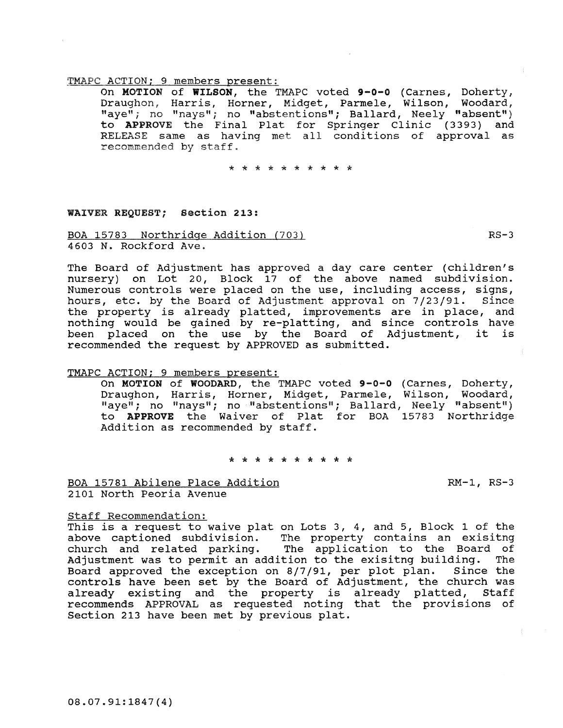TMAPC ACTION; 9 members present:

On **MOTION** of **WILSON**, the TMAPC voted **9-0-0** (Carnes, Doherty, Draughon, Harris, Horner, Midget, Parmele, Wilson, Woodard, "aye"; no "nays"; no "abstentions"; Ballard, Neely "absent") to **APPROVE** the Final Plat for Springer Clinic (3393) and RELEASE same as having met all conditions of approval as recommended by staff.

* * * * * * * * * * *

**WAIVER REQUEST; Section 213:**

BOA 15783 Northridge Addition (703) RS-3
4603 N. Rockford Ave.

The Board of Adjustment has approved a day care center (children's nursery) on Lot 20, Block 17 of the above named subdivision. Numerous controls were placed on the use, including access, signs, hours, etc. by the Board of Adjustment approval on 7/23/91. Since the property is already platted, improvements are in place, and nothing would be gained by re-platting, and since controls have been placed on the use by the Board of Adjustment, it is recommended the request by APPROVED as submitted.

TMAPC ACTION; 9 members present:

On **MOTION** of **WOODARD**, the TMAPC voted **9-0-0** (Carnes, Doherty, Draughon, Harris, Horner, Midget, Parmele, Wilson, Woodard, "aye"; no "nays"; no "abstentions"; Ballard, Neely "absent") to **APPROVE** the Waiver of Plat for BOA 15783 Northridge Addition as recommended by staff.

* * * * * * * * * * *

BOA 15781 Abilene Place Addition RM-1, RS-3
2101 North Peoria Avenue

Staff Recommendation:

This is a request to waive plat on Lots 3, 4, and 5, Block 1 of the above captioned subdivision. The property contains an exisitng church and related parking. The application to the Board of Adjustment was to permit an addition to the exisitng building. The Board approved the exception on 8/7/91, per plot plan. Since the controls have been set by the Board of Adjustment, the church was already existing and the property is already platted, Staff recommends APPROVAL as requested noting that the provisions of Section 213 have been met by previous plat.

08.07.91:1847(4)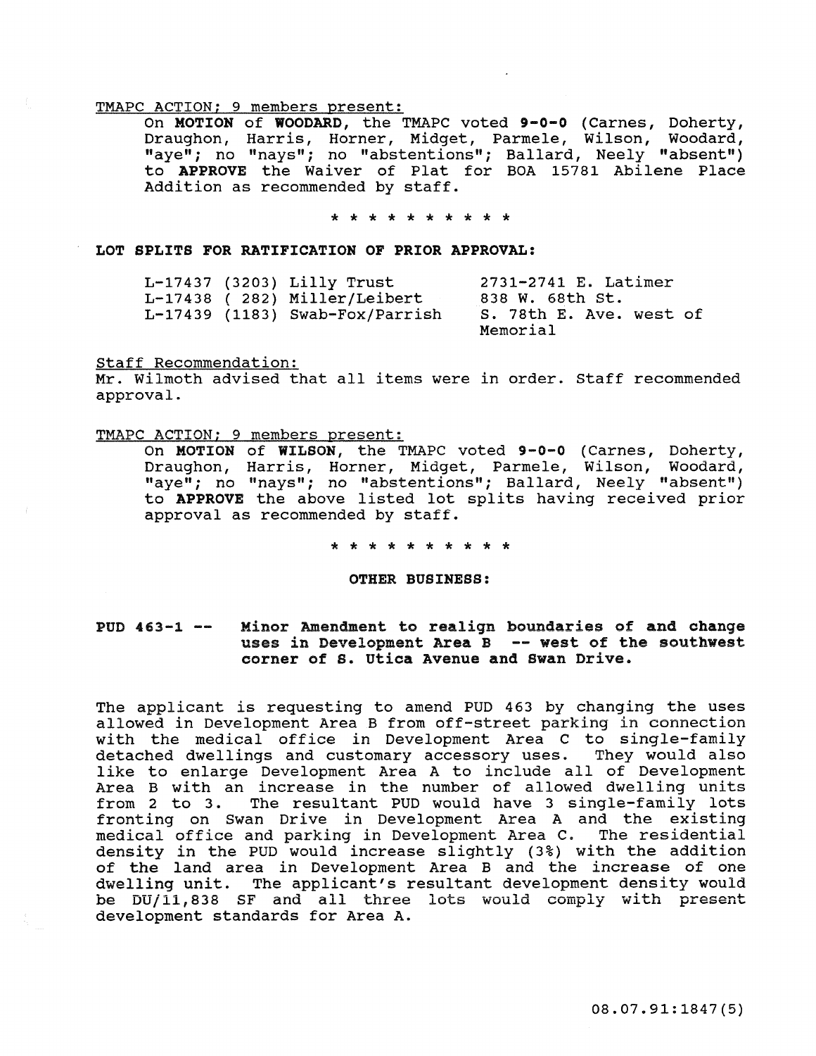TMAPC ACTION; 9 members present:

On **MOTION** of **WOODARD**, the TMAPC voted **9-0-0** (Carnes, Doherty, Draughon, Harris, Horner, Midget, Parmele, Wilson, Woodard, "aye"; no "nays"; no "abstentions"; Ballard, Neely "absent") to **APPROVE** the Waiver of Plat for BOA 15781 Abilene Place Addition as recommended by staff.

* * * * * * * * * * *

**LOT SPLITS FOR RATIFICATION OF PRIOR APPROVAL:**

| | | |
|---|---|---|
| L-17437 | (3203) Lilly Trust | 2731-2741 E. Latimer |
| L-17438 | ( 282) Miller/Leibert | 838 W. 68th St. |
| L-17439 | (1183) Swab-Fox/Parrish | S. 78th E. Ave. west of Memorial |

Staff Recommendation:

Mr. Wilmoth advised that all items were in order. Staff recommended approval.

TMAPC ACTION; 9 members present:

On **MOTION** of **WILSON**, the TMAPC voted **9-0-0** (Carnes, Doherty, Draughon, Harris, Horner, Midget, Parmele, Wilson, Woodard, "aye"; no "nays"; no "abstentions"; Ballard, Neely "absent") to **APPROVE** the above listed lot splits having received prior approval as recommended by staff.

* * * * * * * * * * *

**OTHER BUSINESS:**

**PUD 463-1 -- Minor Amendment to realign boundaries of and change uses in Development Area B -- west of the southwest corner of S. Utica Avenue and Swan Drive.**

The applicant is requesting to amend PUD 463 by changing the uses allowed in Development Area B from off-street parking in connection with the medical office in Development Area C to single-family detached dwellings and customary accessory uses. They would also like to enlarge Development Area A to include all of Development Area B with an increase in the number of allowed dwelling units from 2 to 3. The resultant PUD would have 3 single-family lots fronting on Swan Drive in Development Area A and the existing medical office and parking in Development Area C. The residential density in the PUD would increase slightly (3%) with the addition of the land area in Development Area B and the increase of one dwelling unit. The applicant's resultant development density would be DU/11,838 SF and all three lots would comply with present development standards for Area A.

08.07.91:1847(5)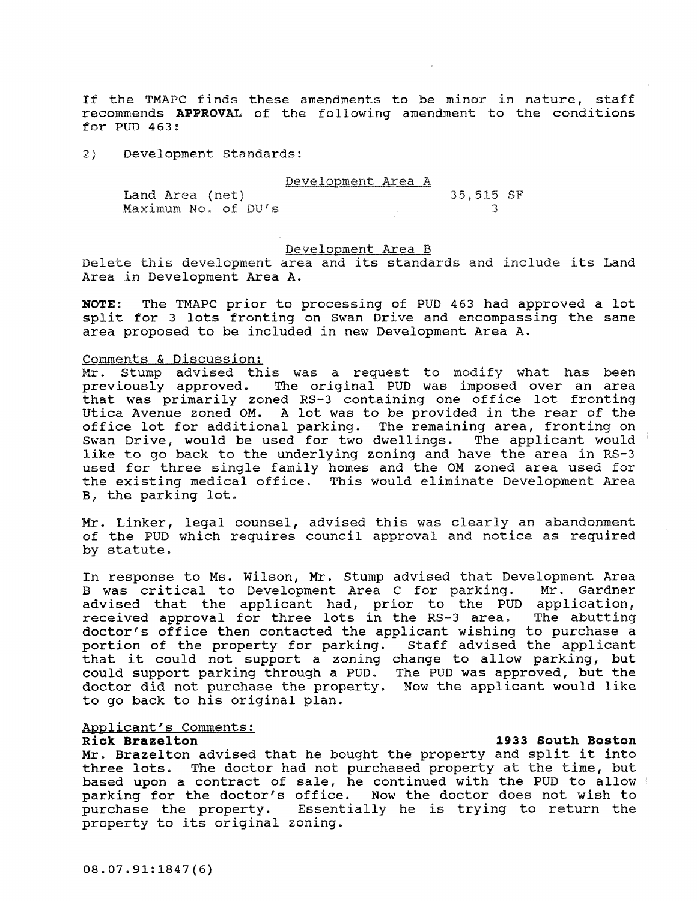If the TMAPC finds these amendments to be minor in nature, staff recommends **APPROVAL** of the following amendment to the conditions for PUD 463:

2) Development Standards:

Development Area A

| | |
|---|---|
| Land Area (net) | 35,515 SF |
| Maximum No. of DU's | 3 |

Development Area B

Delete this development area and its standards and include its Land Area in Development Area A.

**NOTE:** The TMAPC prior to processing of PUD 463 had approved a lot split for 3 lots fronting on Swan Drive and encompassing the same area proposed to be included in new Development Area A.

Comments & Discussion:

Mr. Stump advised this was a request to modify what has been previously approved. The original PUD was imposed over an area that was primarily zoned RS-3 containing one office lot fronting Utica Avenue zoned OM. A lot was to be provided in the rear of the office lot for additional parking. The remaining area, fronting on Swan Drive, would be used for two dwellings. The applicant would like to go back to the underlying zoning and have the area in RS-3 used for three single family homes and the OM zoned area used for the existing medical office. This would eliminate Development Area B, the parking lot.

Mr. Linker, legal counsel, advised this was clearly an abandonment of the PUD which requires council approval and notice as required by statute.

In response to Ms. Wilson, Mr. Stump advised that Development Area B was critical to Development Area C for parking. Mr. Gardner advised that the applicant had, prior to the PUD application, received approval for three lots in the RS-3 area. The abutting doctor's office then contacted the applicant wishing to purchase a portion of the property for parking. Staff advised the applicant that it could not support a zoning change to allow parking, but could support parking through a PUD. The PUD was approved, but the doctor did not purchase the property. Now the applicant would like to go back to his original plan.

Applicant's Comments:

**Rick Brazelton** **1933 South Boston**

Mr. Brazelton advised that he bought the property and split it into three lots. The doctor had not purchased property at the time, but based upon a contract of sale, he continued with the PUD to allow parking for the doctor's office. Now the doctor does not wish to purchase the property. Essentially he is trying to return the property to its original zoning.

08.07.91:1847(6)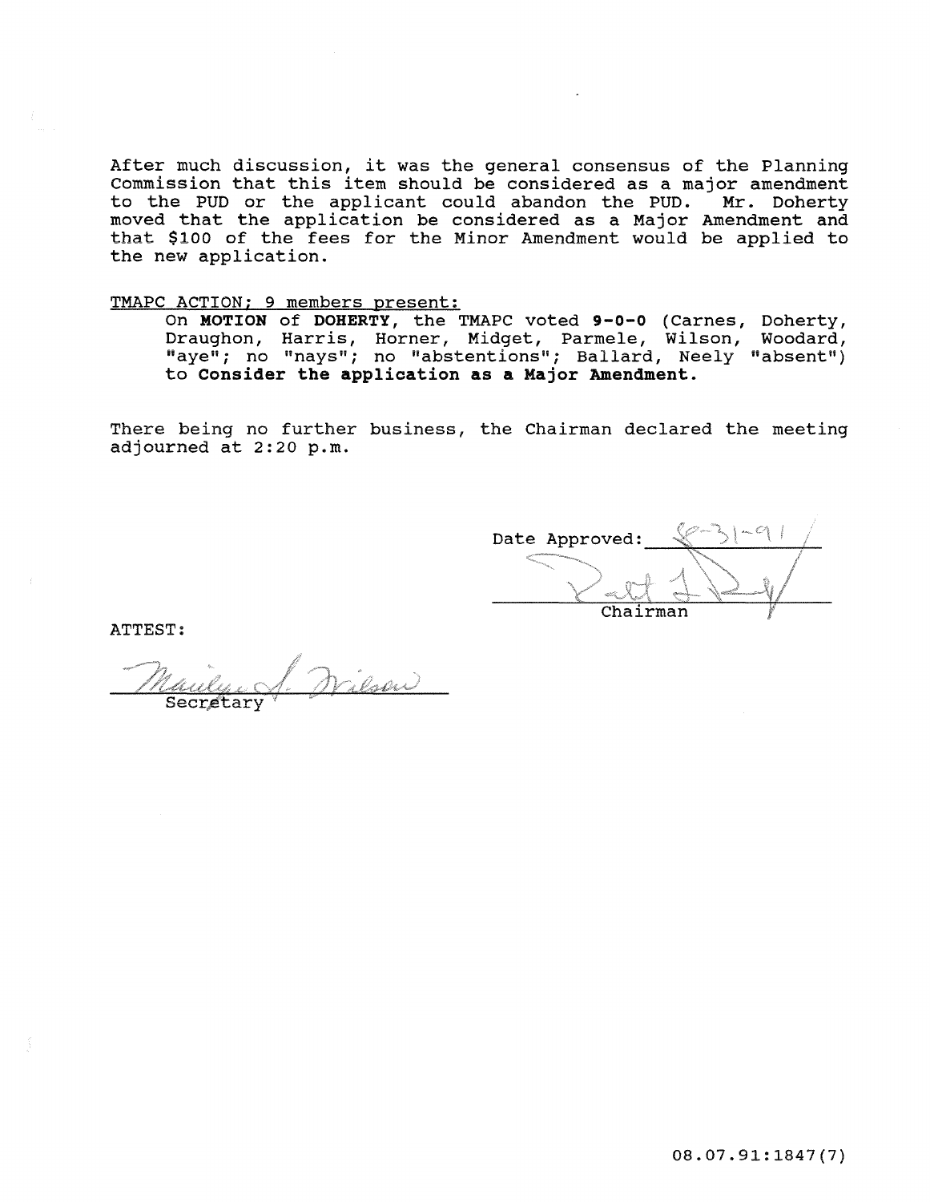After much discussion, it was the general consensus of the Planning Commission that this item should be considered as a major amendment to the PUD or the applicant could abandon the PUD. Mr. Doherty moved that the application be considered as a Major Amendment and that $100 of the fees for the Minor Amendment would be applied to the new application.

TMAPC ACTION; 9 members present:

On **MOTION** of **DOHERTY**, the TMAPC voted **9-0-0** (Carnes, Doherty, Draughon, Harris, Horner, Midget, Parmele, Wilson, Woodard, "aye"; no "nays"; no "abstentions"; Ballard, Neely "absent") to **Consider the application as a Major Amendment.**

There being no further business, the Chairman declared the meeting adjourned at 2:20 p.m.

Date Approved: 8-21-91

Chairman

ATTEST:

Secretary

08.07.91:1847(7)